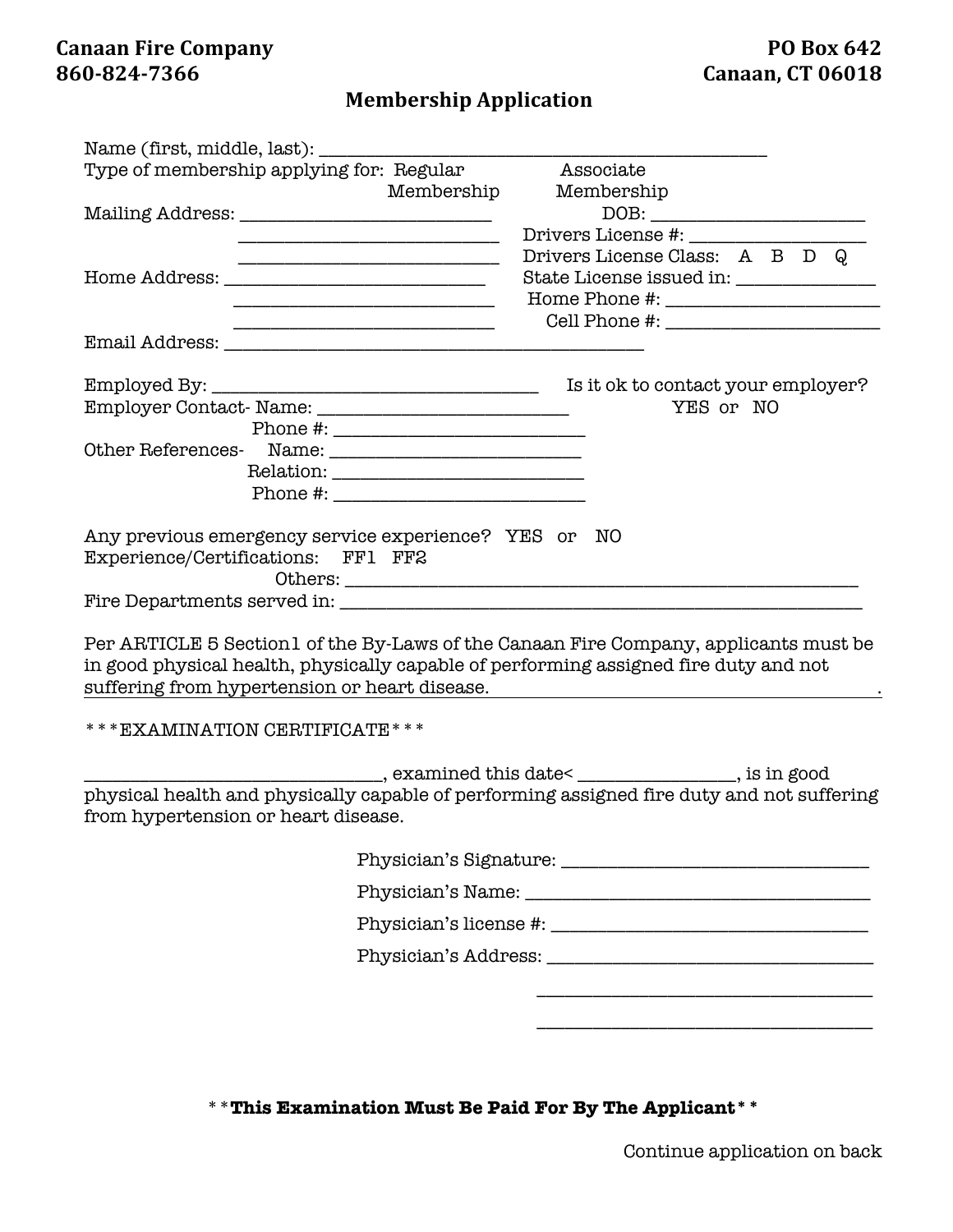**Canaan Fire Company**
**860-824-7366**

**PO Box 642**
**Canaan, CT 06018**

## Membership Application

Name (first, middle, last): ______________________________________________

Type of membership applying for: Regular Membership     Associate Membership

Mailing Address: ___________________________
___________________________
___________________________

DOB: ______________________
Drivers License #: __________________
Drivers License Class: A B D Q
State License issued in: _____________
Home Phone #: _____________________
Cell Phone #: _____________________

Home Address: ___________________________
___________________________
___________________________

Email Address: ________________________________________

Employed By: __________________________________

Is it ok to contact your employer? YES or NO

Employer Contact- Name: ___________________________
Phone #: ___________________________

Other References- Name: ___________________________
Relation: ___________________________
Phone #: ___________________________

Any previous emergency service experience? YES or NO

Experience/Certifications: FF1 FF2
Others: ________________________________________________________

Fire Departments served in: ________________________________________________________

Per ARTICLE 5 Section1 of the By-Laws of the Canaan Fire Company, applicants must be in good physical health, physically capable of performing assigned fire duty and not suffering from hypertension or heart disease.

\*\*\*EXAMINATION CERTIFICATE\*\*\*

________________________________, examined this date< ________________, is in good physical health and physically capable of performing assigned fire duty and not suffering from hypertension or heart disease.

Physician's Signature: ________________________________

Physician's Name: ____________________________________

Physician's license #: ________________________________

Physician's Address: __________________________________
__________________________________
__________________________________

\*\***This Examination Must Be Paid For By The Applicant**\*\*

Continue application on back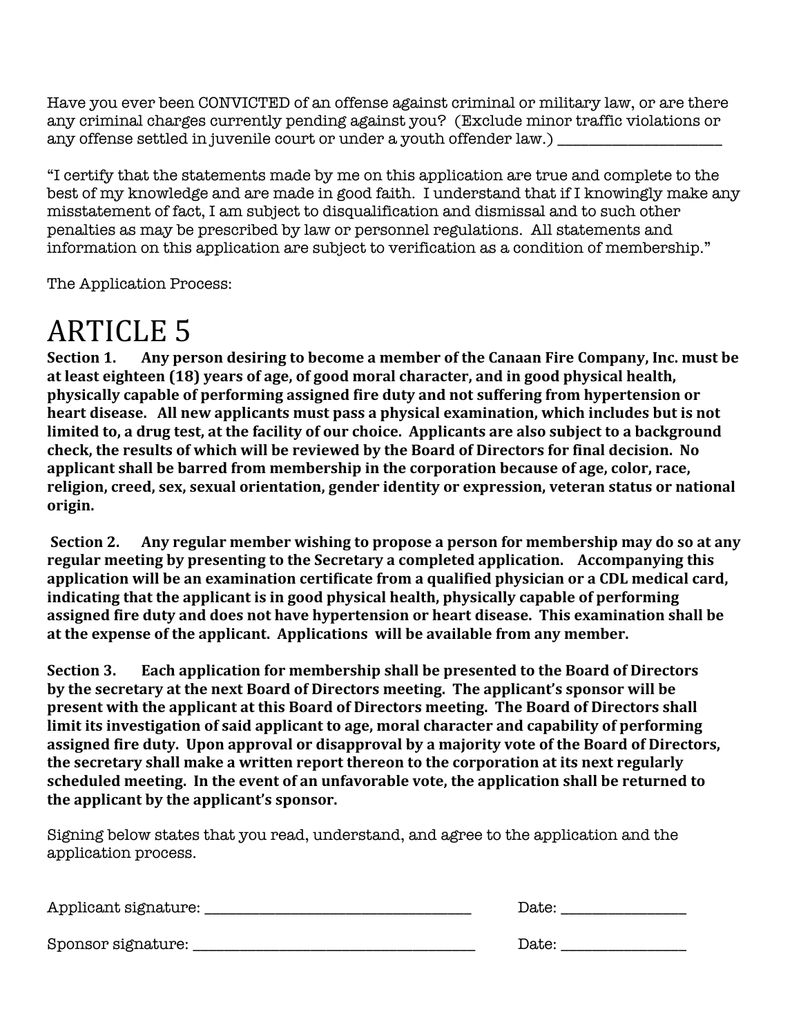Have you ever been CONVICTED of an offense against criminal or military law, or are there any criminal charges currently pending against you? (Exclude minor traffic violations or any offense settled in juvenile court or under a youth offender law.) ______________________

"I certify that the statements made by me on this application are true and complete to the best of my knowledge and are made in good faith. I understand that if I knowingly make any misstatement of fact, I am subject to disqualification and dismissal and to such other penalties as may be prescribed by law or personnel regulations. All statements and information on this application are subject to verification as a condition of membership."

The Application Process:

# ARTICLE 5

**Section 1. Any person desiring to become a member of the Canaan Fire Company, Inc. must be at least eighteen (18) years of age, of good moral character, and in good physical health, physically capable of performing assigned fire duty and not suffering from hypertension or heart disease. All new applicants must pass a physical examination, which includes but is not limited to, a drug test, at the facility of our choice. Applicants are also subject to a background check, the results of which will be reviewed by the Board of Directors for final decision. No applicant shall be barred from membership in the corporation because of age, color, race, religion, creed, sex, sexual orientation, gender identity or expression, veteran status or national origin.**

**Section 2. Any regular member wishing to propose a person for membership may do so at any regular meeting by presenting to the Secretary a completed application. Accompanying this application will be an examination certificate from a qualified physician or a CDL medical card, indicating that the applicant is in good physical health, physically capable of performing assigned fire duty and does not have hypertension or heart disease. This examination shall be at the expense of the applicant. Applications will be available from any member.**

**Section 3. Each application for membership shall be presented to the Board of Directors by the secretary at the next Board of Directors meeting. The applicant's sponsor will be present with the applicant at this Board of Directors meeting. The Board of Directors shall limit its investigation of said applicant to age, moral character and capability of performing assigned fire duty. Upon approval or disapproval by a majority vote of the Board of Directors, the secretary shall make a written report thereon to the corporation at its next regularly scheduled meeting. In the event of an unfavorable vote, the application shall be returned to the applicant by the applicant's sponsor.**

Signing below states that you read, understand, and agree to the application and the application process.

Applicant signature: ______________________________ Date: ______________

Sponsor signature: ______________________________ Date: ______________